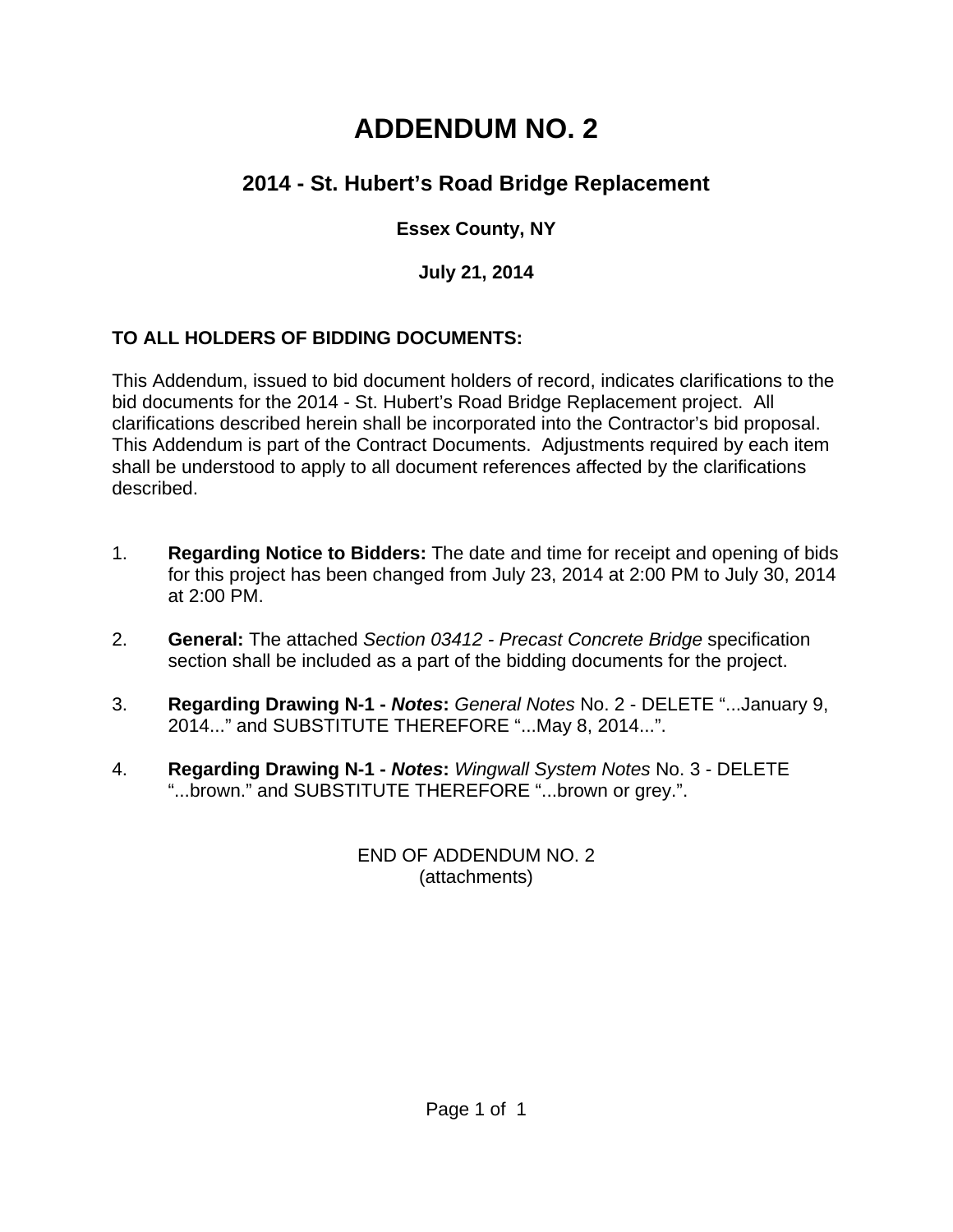# ADDENDUM NO. 2

## 2014 - St. Hubert's Road Bridge Replacement

**Essex County, NY**

**July 21, 2014**

**TO ALL HOLDERS OF BIDDING DOCUMENTS:**

This Addendum, issued to bid document holders of record, indicates clarifications to the bid documents for the 2014 - St. Hubert's Road Bridge Replacement project. All clarifications described herein shall be incorporated into the Contractor's bid proposal. This Addendum is part of the Contract Documents. Adjustments required by each item shall be understood to apply to all document references affected by the clarifications described.

1. **Regarding Notice to Bidders:** The date and time for receipt and opening of bids for this project has been changed from July 23, 2014 at 2:00 PM to July 30, 2014 at 2:00 PM.

2. **General:** The attached *Section 03412 - Precast Concrete Bridge* specification section shall be included as a part of the bidding documents for the project.

3. **Regarding Drawing N-1 - *Notes*:** *General Notes* No. 2 - DELETE "...January 9, 2014..." and SUBSTITUTE THEREFORE "...May 8, 2014...".

4. **Regarding Drawing N-1 - *Notes*:** *Wingwall System Notes* No. 3 - DELETE "...brown." and SUBSTITUTE THEREFORE "...brown or grey.".

END OF ADDENDUM NO. 2
(attachments)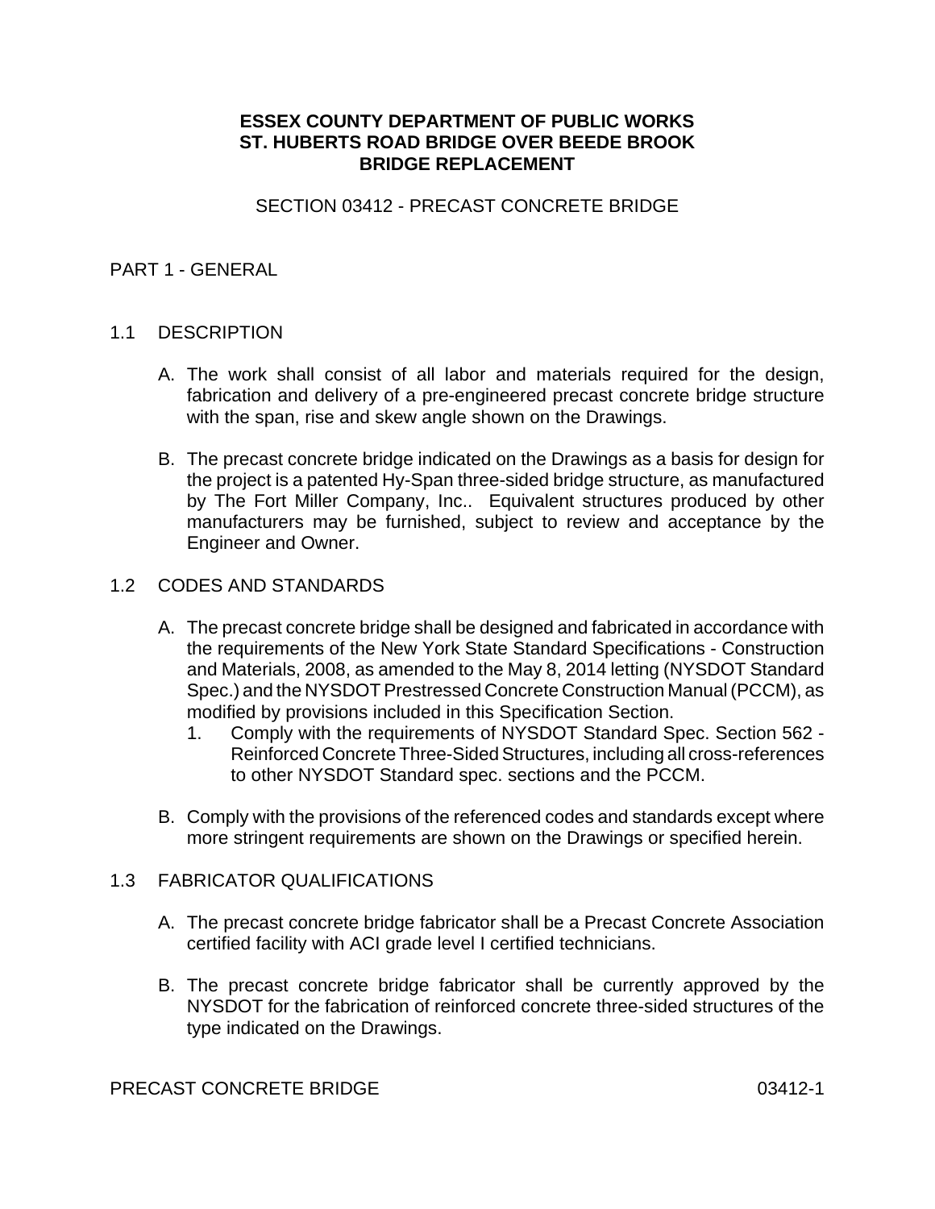**ESSEX COUNTY DEPARTMENT OF PUBLIC WORKS**
**ST. HUBERTS ROAD BRIDGE OVER BEEDE BROOK**
**BRIDGE REPLACEMENT**

# SECTION 03412 - PRECAST CONCRETE BRIDGE

## PART 1 - GENERAL

### 1.1 DESCRIPTION

A. The work shall consist of all labor and materials required for the design, fabrication and delivery of a pre-engineered precast concrete bridge structure with the span, rise and skew angle shown on the Drawings.

B. The precast concrete bridge indicated on the Drawings as a basis for design for the project is a patented Hy-Span three-sided bridge structure, as manufactured by The Fort Miller Company, Inc.. Equivalent structures produced by other manufacturers may be furnished, subject to review and acceptance by the Engineer and Owner.

### 1.2 CODES AND STANDARDS

A. The precast concrete bridge shall be designed and fabricated in accordance with the requirements of the New York State Standard Specifications - Construction and Materials, 2008, as amended to the May 8, 2014 letting (NYSDOT Standard Spec.) and the NYSDOT Prestressed Concrete Construction Manual (PCCM), as modified by provisions included in this Specification Section.

   1. Comply with the requirements of NYSDOT Standard Spec. Section 562 - Reinforced Concrete Three-Sided Structures, including all cross-references to other NYSDOT Standard spec. sections and the PCCM.

B. Comply with the provisions of the referenced codes and standards except where more stringent requirements are shown on the Drawings or specified herein.

### 1.3 FABRICATOR QUALIFICATIONS

A. The precast concrete bridge fabricator shall be a Precast Concrete Association certified facility with ACI grade level I certified technicians.

B. The precast concrete bridge fabricator shall be currently approved by the NYSDOT for the fabrication of reinforced concrete three-sided structures of the type indicated on the Drawings.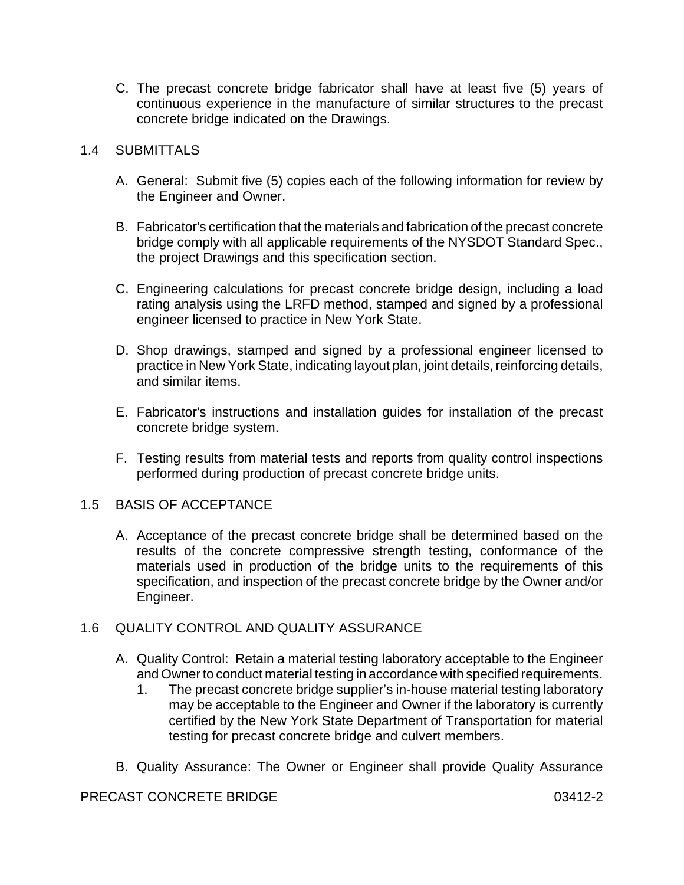C. The precast concrete bridge fabricator shall have at least five (5) years of continuous experience in the manufacture of similar structures to the precast concrete bridge indicated on the Drawings.

## 1.4 SUBMITTALS

A. General: Submit five (5) copies each of the following information for review by the Engineer and Owner.

B. Fabricator's certification that the materials and fabrication of the precast concrete bridge comply with all applicable requirements of the NYSDOT Standard Spec., the project Drawings and this specification section.

C. Engineering calculations for precast concrete bridge design, including a load rating analysis using the LRFD method, stamped and signed by a professional engineer licensed to practice in New York State.

D. Shop drawings, stamped and signed by a professional engineer licensed to practice in New York State, indicating layout plan, joint details, reinforcing details, and similar items.

E. Fabricator's instructions and installation guides for installation of the precast concrete bridge system.

F. Testing results from material tests and reports from quality control inspections performed during production of precast concrete bridge units.

## 1.5 BASIS OF ACCEPTANCE

A. Acceptance of the precast concrete bridge shall be determined based on the results of the concrete compressive strength testing, conformance of the materials used in production of the bridge units to the requirements of this specification, and inspection of the precast concrete bridge by the Owner and/or Engineer.

## 1.6 QUALITY CONTROL AND QUALITY ASSURANCE

A. Quality Control: Retain a material testing laboratory acceptable to the Engineer and Owner to conduct material testing in accordance with specified requirements.

1. The precast concrete bridge supplier's in-house material testing laboratory may be acceptable to the Engineer and Owner if the laboratory is currently certified by the New York State Department of Transportation for material testing for precast concrete bridge and culvert members.

B. Quality Assurance: The Owner or Engineer shall provide Quality Assurance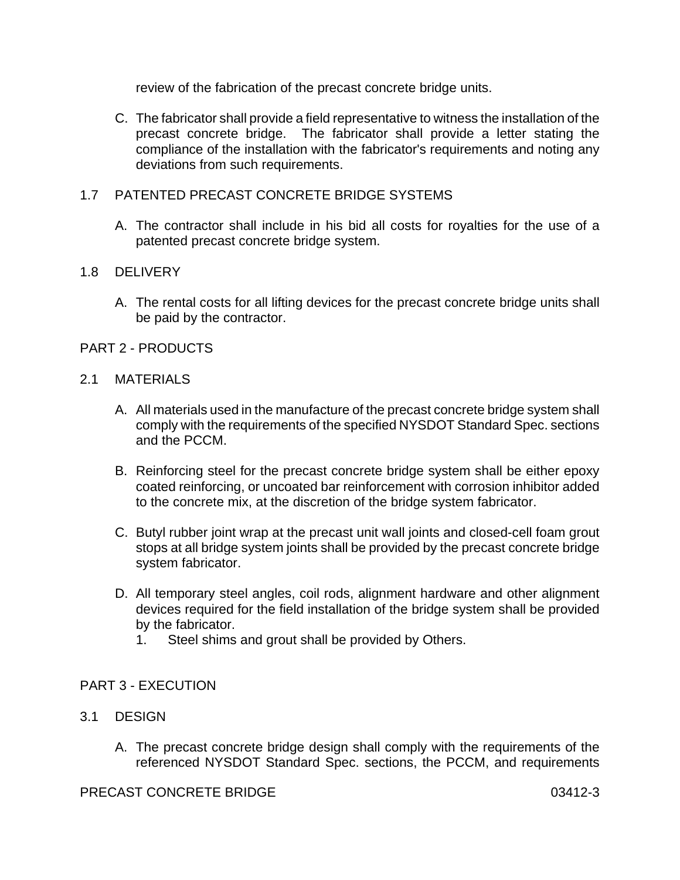review of the fabrication of the precast concrete bridge units.

C. The fabricator shall provide a field representative to witness the installation of the precast concrete bridge. The fabricator shall provide a letter stating the compliance of the installation with the fabricator's requirements and noting any deviations from such requirements.

## 1.7 PATENTED PRECAST CONCRETE BRIDGE SYSTEMS

A. The contractor shall include in his bid all costs for royalties for the use of a patented precast concrete bridge system.

## 1.8 DELIVERY

A. The rental costs for all lifting devices for the precast concrete bridge units shall be paid by the contractor.

# PART 2 - PRODUCTS

## 2.1 MATERIALS

A. All materials used in the manufacture of the precast concrete bridge system shall comply with the requirements of the specified NYSDOT Standard Spec. sections and the PCCM.

B. Reinforcing steel for the precast concrete bridge system shall be either epoxy coated reinforcing, or uncoated bar reinforcement with corrosion inhibitor added to the concrete mix, at the discretion of the bridge system fabricator.

C. Butyl rubber joint wrap at the precast unit wall joints and closed-cell foam grout stops at all bridge system joints shall be provided by the precast concrete bridge system fabricator.

D. All temporary steel angles, coil rods, alignment hardware and other alignment devices required for the field installation of the bridge system shall be provided by the fabricator.
   1. Steel shims and grout shall be provided by Others.

# PART 3 - EXECUTION

## 3.1 DESIGN

A. The precast concrete bridge design shall comply with the requirements of the referenced NYSDOT Standard Spec. sections, the PCCM, and requirements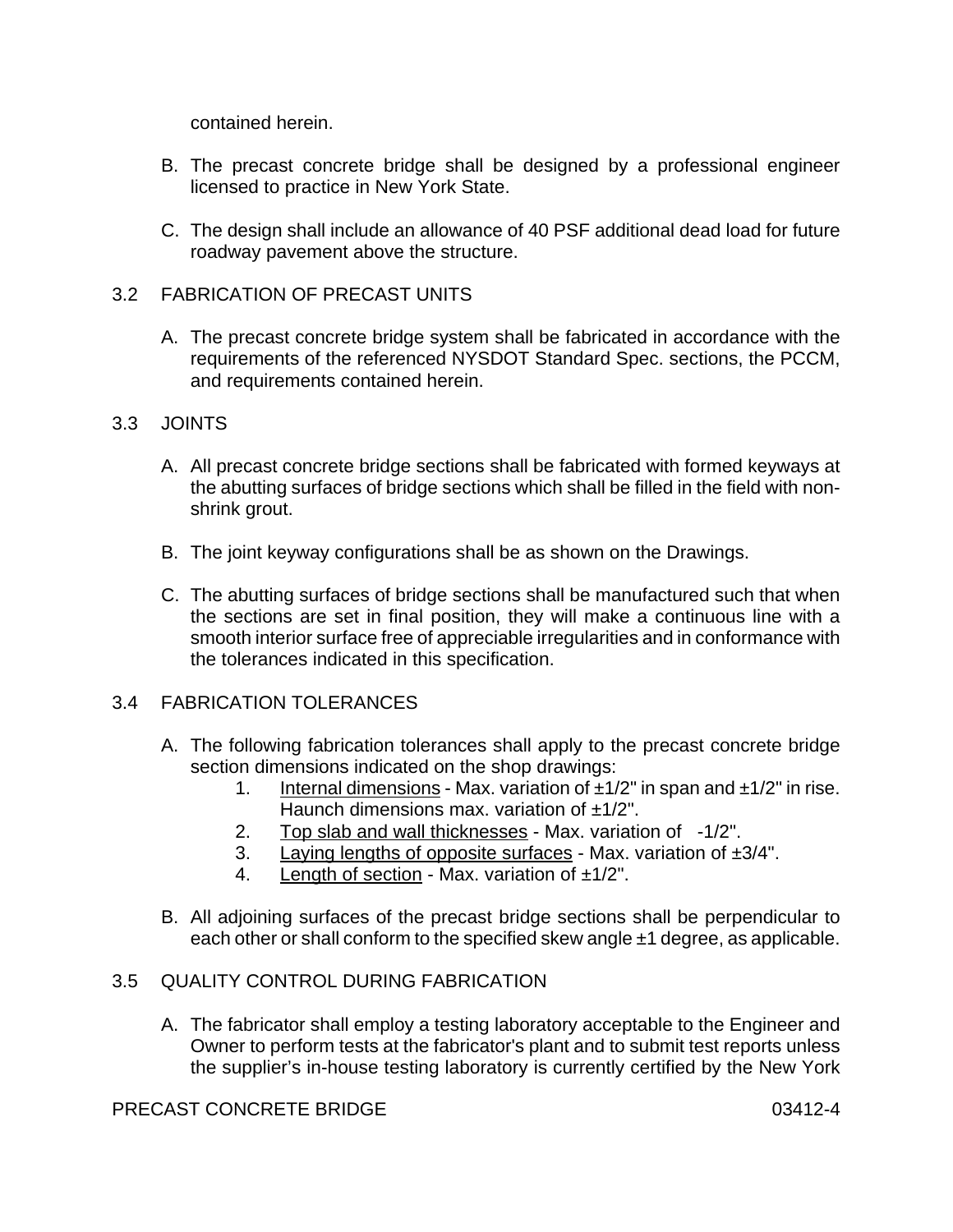contained herein.

B. The precast concrete bridge shall be designed by a professional engineer licensed to practice in New York State.

C. The design shall include an allowance of 40 PSF additional dead load for future roadway pavement above the structure.

## 3.2 FABRICATION OF PRECAST UNITS

A. The precast concrete bridge system shall be fabricated in accordance with the requirements of the referenced NYSDOT Standard Spec. sections, the PCCM, and requirements contained herein.

## 3.3 JOINTS

A. All precast concrete bridge sections shall be fabricated with formed keyways at the abutting surfaces of bridge sections which shall be filled in the field with non-shrink grout.

B. The joint keyway configurations shall be as shown on the Drawings.

C. The abutting surfaces of bridge sections shall be manufactured such that when the sections are set in final position, they will make a continuous line with a smooth interior surface free of appreciable irregularities and in conformance with the tolerances indicated in this specification.

## 3.4 FABRICATION TOLERANCES

A. The following fabrication tolerances shall apply to the precast concrete bridge section dimensions indicated on the shop drawings:
   1. Internal dimensions - Max. variation of ±1/2" in span and ±1/2" in rise. Haunch dimensions max. variation of ±1/2".
   2. Top slab and wall thicknesses - Max. variation of -1/2".
   3. Laying lengths of opposite surfaces - Max. variation of ±3/4".
   4. Length of section - Max. variation of ±1/2".

B. All adjoining surfaces of the precast bridge sections shall be perpendicular to each other or shall conform to the specified skew angle ±1 degree, as applicable.

## 3.5 QUALITY CONTROL DURING FABRICATION

A. The fabricator shall employ a testing laboratory acceptable to the Engineer and Owner to perform tests at the fabricator's plant and to submit test reports unless the supplier's in-house testing laboratory is currently certified by the New York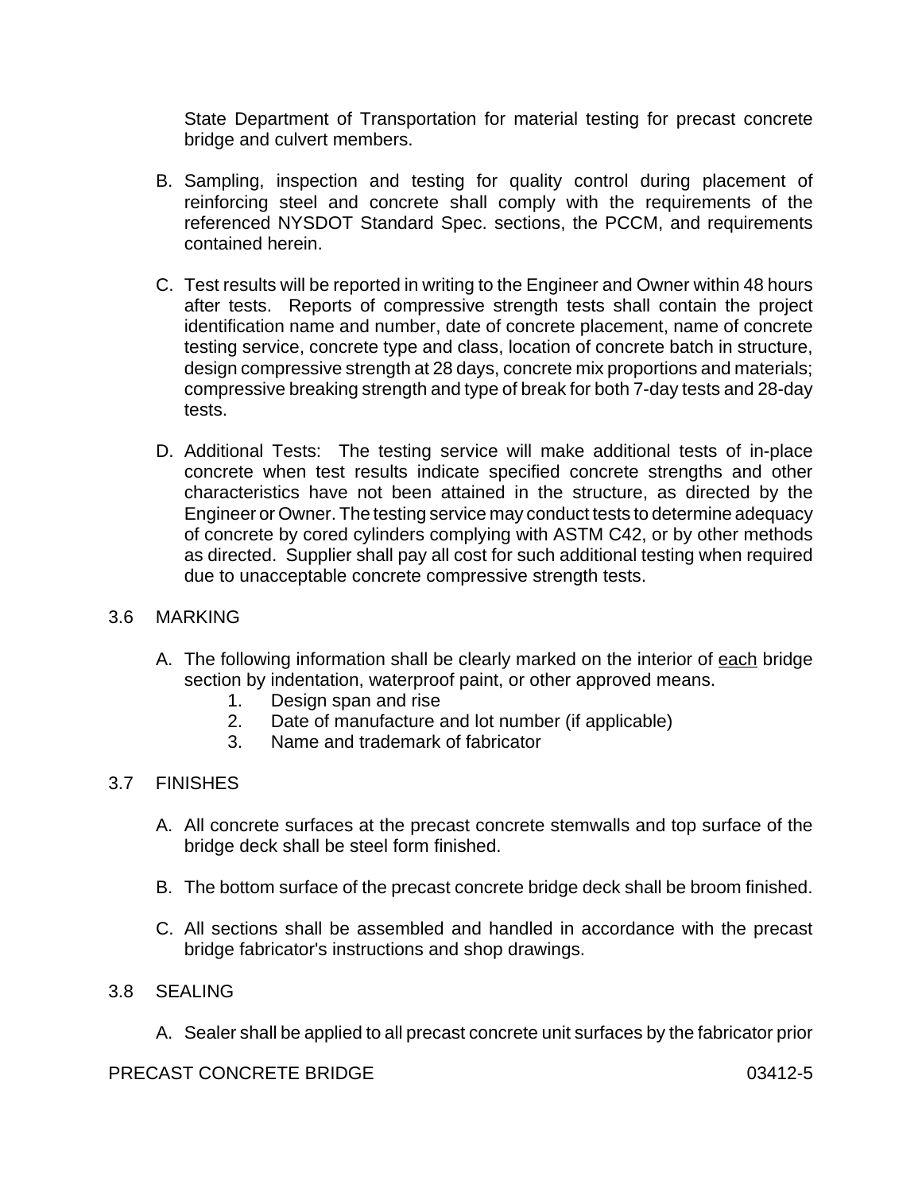State Department of Transportation for material testing for precast concrete bridge and culvert members.

B. Sampling, inspection and testing for quality control during placement of reinforcing steel and concrete shall comply with the requirements of the referenced NYSDOT Standard Spec. sections, the PCCM, and requirements contained herein.

C. Test results will be reported in writing to the Engineer and Owner within 48 hours after tests. Reports of compressive strength tests shall contain the project identification name and number, date of concrete placement, name of concrete testing service, concrete type and class, location of concrete batch in structure, design compressive strength at 28 days, concrete mix proportions and materials; compressive breaking strength and type of break for both 7-day tests and 28-day tests.

D. Additional Tests: The testing service will make additional tests of in-place concrete when test results indicate specified concrete strengths and other characteristics have not been attained in the structure, as directed by the Engineer or Owner. The testing service may conduct tests to determine adequacy of concrete by cored cylinders complying with ASTM C42, or by other methods as directed. Supplier shall pay all cost for such additional testing when required due to unacceptable concrete compressive strength tests.

## 3.6 MARKING

A. The following information shall be clearly marked on the interior of <u>each</u> bridge section by indentation, waterproof paint, or other approved means.

1. Design span and rise
2. Date of manufacture and lot number (if applicable)
3. Name and trademark of fabricator

## 3.7 FINISHES

A. All concrete surfaces at the precast concrete stemwalls and top surface of the bridge deck shall be steel form finished.

B. The bottom surface of the precast concrete bridge deck shall be broom finished.

C. All sections shall be assembled and handled in accordance with the precast bridge fabricator's instructions and shop drawings.

## 3.8 SEALING

A. Sealer shall be applied to all precast concrete unit surfaces by the fabricator prior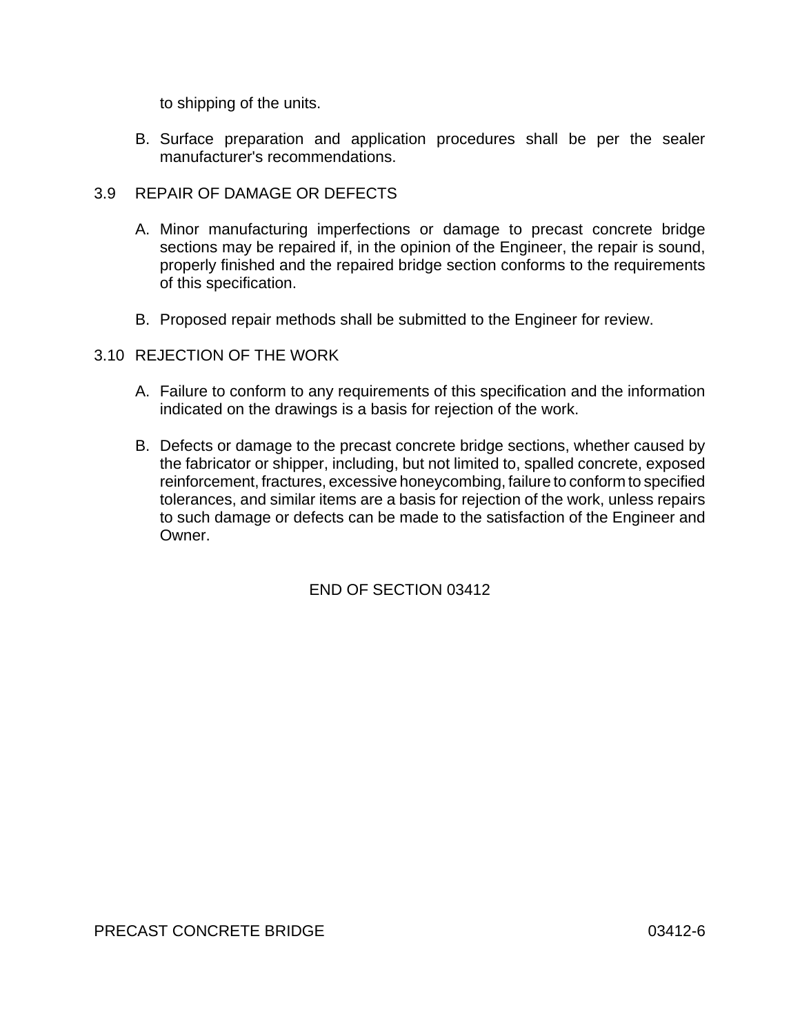to shipping of the units.

B. Surface preparation and application procedures shall be per the sealer manufacturer's recommendations.

3.9 REPAIR OF DAMAGE OR DEFECTS

A. Minor manufacturing imperfections or damage to precast concrete bridge sections may be repaired if, in the opinion of the Engineer, the repair is sound, properly finished and the repaired bridge section conforms to the requirements of this specification.

B. Proposed repair methods shall be submitted to the Engineer for review.

3.10 REJECTION OF THE WORK

A. Failure to conform to any requirements of this specification and the information indicated on the drawings is a basis for rejection of the work.

B. Defects or damage to the precast concrete bridge sections, whether caused by the fabricator or shipper, including, but not limited to, spalled concrete, exposed reinforcement, fractures, excessive honeycombing, failure to conform to specified tolerances, and similar items are a basis for rejection of the work, unless repairs to such damage or defects can be made to the satisfaction of the Engineer and Owner.

END OF SECTION 03412